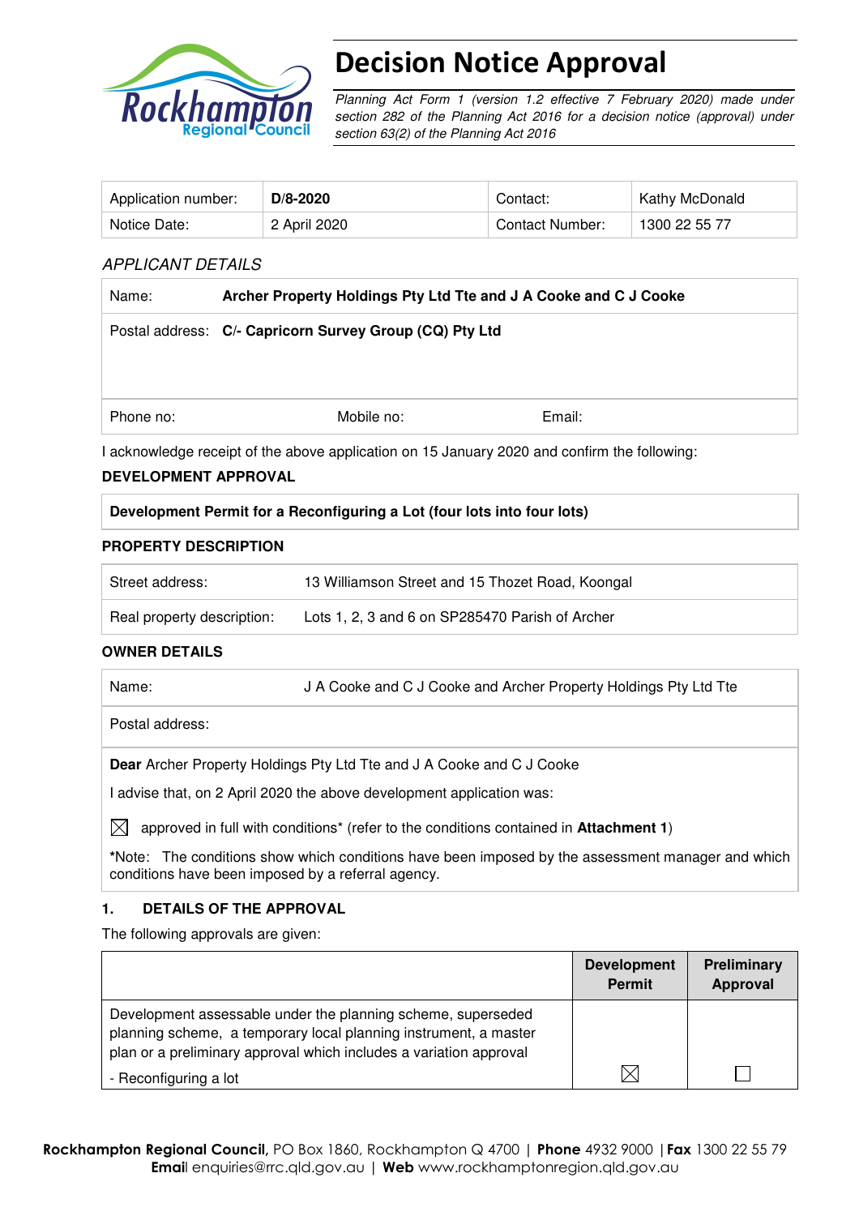# Decision Notice Approval

*Planning Act Form 1 (version 1.2 effective 7 February 2020) made under section 282 of the Planning Act 2016 for a decision notice (approval) under section 63(2) of the Planning Act 2016*

| Application number: | **D/8-2020** | Contact: | Kathy McDonald |
|---|---|---|---|
| Notice Date: | 2 April 2020 | Contact Number: | 1300 22 55 77 |

*APPLICANT DETAILS*

| Name: | **Archer Property Holdings Pty Ltd Tte and J A Cooke and C J Cooke** | |
|---|---|---|
| Postal address: | **C/- Capricorn Survey Group (CQ) Pty Ltd** | |
| Phone no: | Mobile no: | Email: |

I acknowledge receipt of the above application on 15 January 2020 and confirm the following:

**DEVELOPMENT APPROVAL**

| **Development Permit for a Reconfiguring a Lot (four lots into four lots)** |
|---|

**PROPERTY DESCRIPTION**

| Street address: | 13 Williamson Street and 15 Thozet Road, Koongal |
|---|---|
| Real property description: | Lots 1, 2, 3 and 6 on SP285470 Parish of Archer |

**OWNER DETAILS**

| Name: | J A Cooke and C J Cooke and Archer Property Holdings Pty Ltd Tte |
|---|---|
| Postal address: | |

**Dear** Archer Property Holdings Pty Ltd Tte and J A Cooke and C J Cooke

I advise that, on 2 April 2020 the above development application was:

☒ approved in full with conditions* (refer to the conditions contained in **Attachment 1**)

***Note:** The conditions show which conditions have been imposed by the assessment manager and which conditions have been imposed by a referral agency.

**1. DETAILS OF THE APPROVAL**

The following approvals are given:

| | **Development Permit** | **Preliminary Approval** |
|---|---|---|
| Development assessable under the planning scheme, superseded planning scheme, a temporary local planning instrument, a master plan or a preliminary approval which includes a variation approval<br>- Reconfiguring a lot | ☒ | ☐ |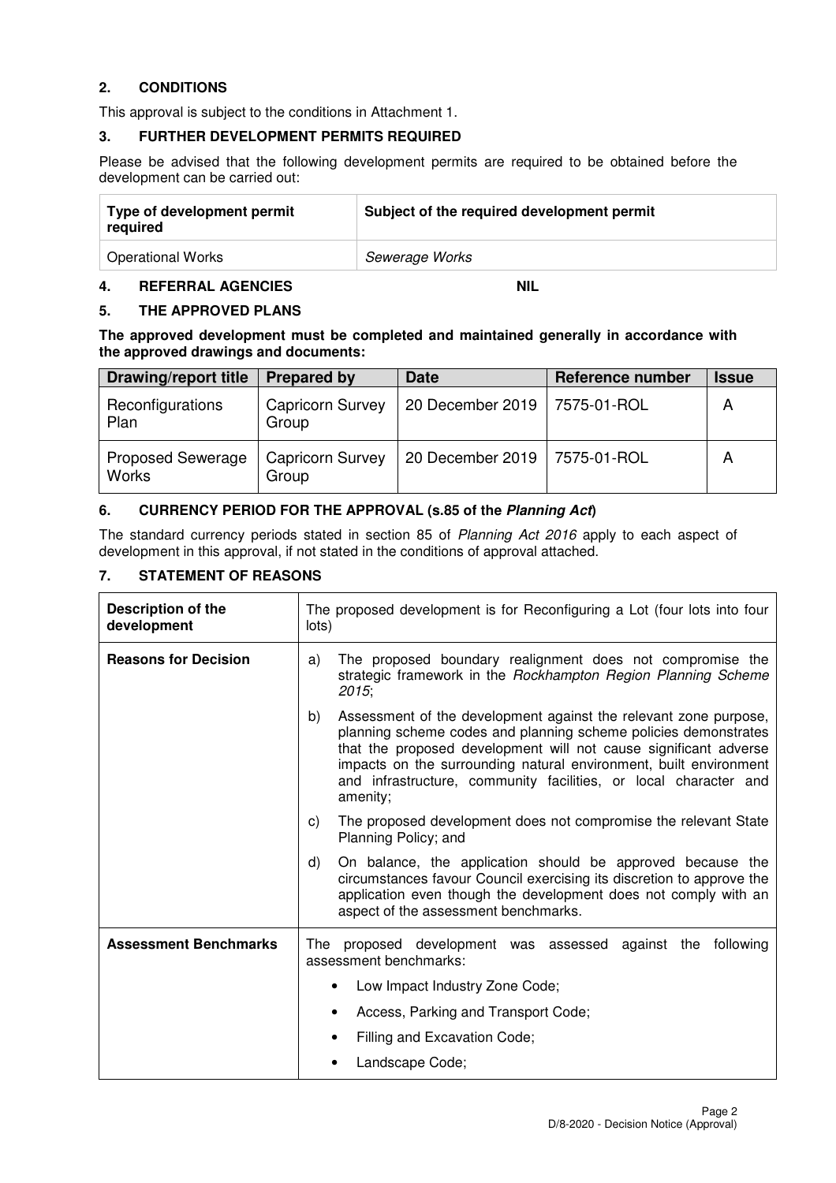## 2. CONDITIONS

This approval is subject to the conditions in Attachment 1.

## 3. FURTHER DEVELOPMENT PERMITS REQUIRED

Please be advised that the following development permits are required to be obtained before the development can be carried out:

| Type of development permit required | Subject of the required development permit |
|---|---|
| Operational Works | *Sewerage Works* |

## 4. REFERRAL AGENCIES NIL

## 5. THE APPROVED PLANS

**The approved development must be completed and maintained generally in accordance with the approved drawings and documents:**

| Drawing/report title | Prepared by | Date | Reference number | Issue |
|---|---|---|---|---|
| Reconfigurations Plan | Capricorn Survey Group | 20 December 2019 | 7575-01-ROL | A |
| Proposed Sewerage Works | Capricorn Survey Group | 20 December 2019 | 7575-01-ROL | A |

## 6. CURRENCY PERIOD FOR THE APPROVAL (s.85 of the *Planning Act*)

The standard currency periods stated in section 85 of *Planning Act 2016* apply to each aspect of development in this approval, if not stated in the conditions of approval attached.

## 7. STATEMENT OF REASONS

| | |
|---|---|
| **Description of the development** | The proposed development is for Reconfiguring a Lot (four lots into four lots) |
| **Reasons for Decision** | a) The proposed boundary realignment does not compromise the strategic framework in the *Rockhampton Region Planning Scheme 2015*;<br>b) Assessment of the development against the relevant zone purpose, planning scheme codes and planning scheme policies demonstrates that the proposed development will not cause significant adverse impacts on the surrounding natural environment, built environment and infrastructure, community facilities, or local character and amenity;<br>c) The proposed development does not compromise the relevant State Planning Policy; and<br>d) On balance, the application should be approved because the circumstances favour Council exercising its discretion to approve the application even though the development does not comply with an aspect of the assessment benchmarks. |
| **Assessment Benchmarks** | The proposed development was assessed against the following assessment benchmarks:<br>• Low Impact Industry Zone Code;<br>• Access, Parking and Transport Code;<br>• Filling and Excavation Code;<br>• Landscape Code; |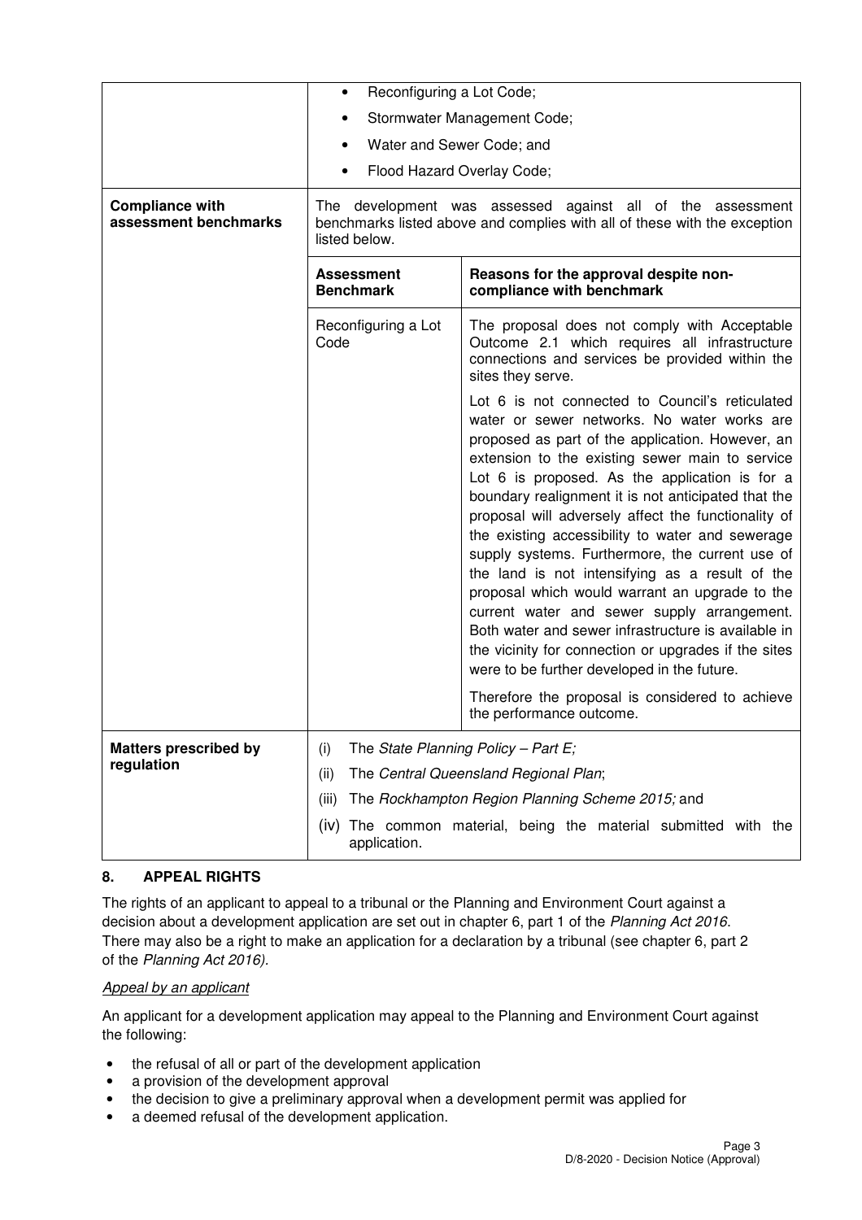| | |
|---|---|
| | • Reconfiguring a Lot Code;<br>• Stormwater Management Code;<br>• Water and Sewer Code; and<br>• Flood Hazard Overlay Code; |
| **Compliance with assessment benchmarks** | The development was assessed against all of the assessment benchmarks listed above and complies with all of these with the exception listed below. |

| **Assessment Benchmark** | **Reasons for the approval despite non-compliance with benchmark** |
|---|---|
| Reconfiguring a Lot Code | The proposal does not comply with Acceptable Outcome 2.1 which requires all infrastructure connections and services be provided within the sites they serve.<br><br>Lot 6 is not connected to Council's reticulated water or sewer networks. No water works are proposed as part of the application. However, an extension to the existing sewer main to service Lot 6 is proposed. As the application is for a boundary realignment it is not anticipated that the proposal will adversely affect the functionality of the existing accessibility to water and sewerage supply systems. Furthermore, the current use of the land is not intensifying as a result of the proposal which would warrant an upgrade to the current water and sewer supply arrangement. Both water and sewer infrastructure is available in the vicinity for connection or upgrades if the sites were to be further developed in the future.<br><br>Therefore the proposal is considered to achieve the performance outcome. |

| | |
|---|---|
| **Matters prescribed by regulation** | (i) The *State Planning Policy – Part E;*<br>(ii) The *Central Queensland Regional Plan*;<br>(iii) The *Rockhampton Region Planning Scheme 2015;* and<br>(iv) The common material, being the material submitted with the application. |

## 8. APPEAL RIGHTS

The rights of an applicant to appeal to a tribunal or the Planning and Environment Court against a decision about a development application are set out in chapter 6, part 1 of the *Planning Act 2016*. There may also be a right to make an application for a declaration by a tribunal (see chapter 6, part 2 of the *Planning Act 2016)*.

*Appeal by an applicant*

An applicant for a development application may appeal to the Planning and Environment Court against the following:

- the refusal of all or part of the development application
- a provision of the development approval
- the decision to give a preliminary approval when a development permit was applied for
- a deemed refusal of the development application.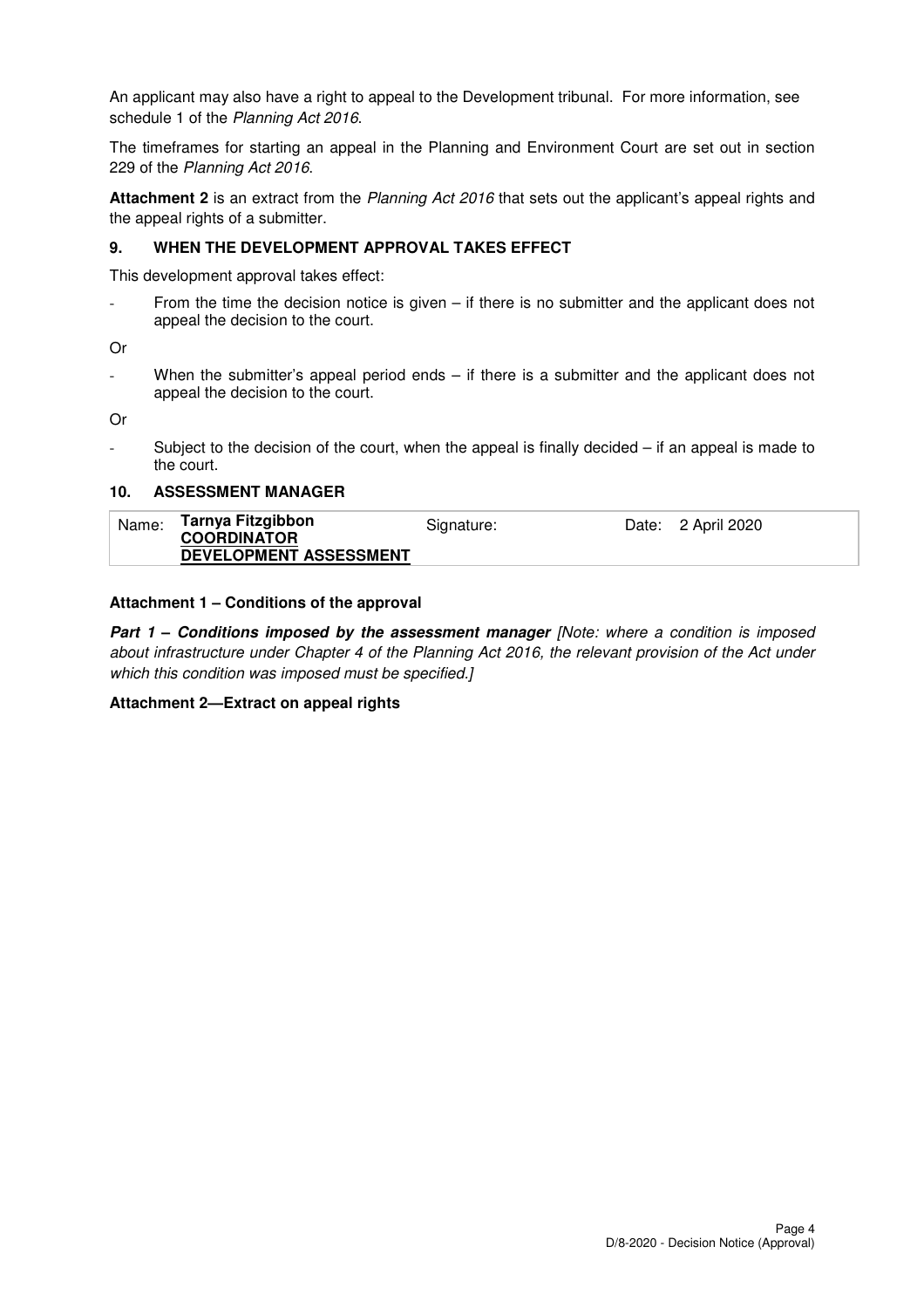An applicant may also have a right to appeal to the Development tribunal. For more information, see schedule 1 of the *Planning Act 2016*.

The timeframes for starting an appeal in the Planning and Environment Court are set out in section 229 of the *Planning Act 2016*.

**Attachment 2** is an extract from the *Planning Act 2016* that sets out the applicant's appeal rights and the appeal rights of a submitter.

## 9. WHEN THE DEVELOPMENT APPROVAL TAKES EFFECT

This development approval takes effect:

- From the time the decision notice is given – if there is no submitter and the applicant does not appeal the decision to the court.

Or

- When the submitter's appeal period ends – if there is a submitter and the applicant does not appeal the decision to the court.

Or

- Subject to the decision of the court, when the appeal is finally decided – if an appeal is made to the court.

## 10. ASSESSMENT MANAGER

| Name: | **Tarnya Fitzgibbon** **COORDINATOR DEVELOPMENT ASSESSMENT** | Signature: | Date: 2 April 2020 |
|---|---|---|---|

**Attachment 1 – Conditions of the approval**

***Part 1 – Conditions imposed by the assessment manager*** *[Note: where a condition is imposed about infrastructure under Chapter 4 of the Planning Act 2016, the relevant provision of the Act under which this condition was imposed must be specified.]*

**Attachment 2—Extract on appeal rights**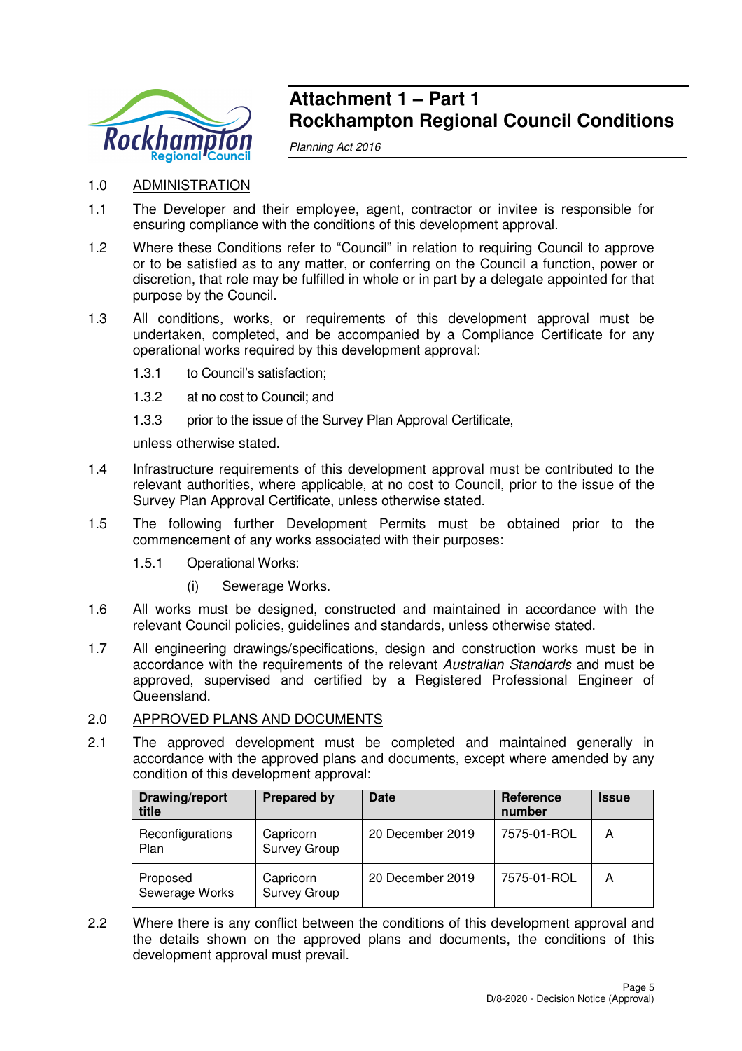# Attachment 1 – Part 1
# Rockhampton Regional Council Conditions

*Planning Act 2016*

1.0 ADMINISTRATION

1.1 The Developer and their employee, agent, contractor or invitee is responsible for ensuring compliance with the conditions of this development approval.

1.2 Where these Conditions refer to "Council" in relation to requiring Council to approve or to be satisfied as to any matter, or conferring on the Council a function, power or discretion, that role may be fulfilled in whole or in part by a delegate appointed for that purpose by the Council.

1.3 All conditions, works, or requirements of this development approval must be undertaken, completed, and be accompanied by a Compliance Certificate for any operational works required by this development approval:

1.3.1 to Council's satisfaction;

1.3.2 at no cost to Council; and

1.3.3 prior to the issue of the Survey Plan Approval Certificate,

unless otherwise stated.

1.4 Infrastructure requirements of this development approval must be contributed to the relevant authorities, where applicable, at no cost to Council, prior to the issue of the Survey Plan Approval Certificate, unless otherwise stated.

1.5 The following further Development Permits must be obtained prior to the commencement of any works associated with their purposes:

1.5.1 Operational Works:

(i) Sewerage Works.

1.6 All works must be designed, constructed and maintained in accordance with the relevant Council policies, guidelines and standards, unless otherwise stated.

1.7 All engineering drawings/specifications, design and construction works must be in accordance with the requirements of the relevant *Australian Standards* and must be approved, supervised and certified by a Registered Professional Engineer of Queensland.

2.0 APPROVED PLANS AND DOCUMENTS

2.1 The approved development must be completed and maintained generally in accordance with the approved plans and documents, except where amended by any condition of this development approval:

| Drawing/report title | Prepared by | Date | Reference number | Issue |
|---|---|---|---|---|
| Reconfigurations Plan | Capricorn Survey Group | 20 December 2019 | 7575-01-ROL | A |
| Proposed Sewerage Works | Capricorn Survey Group | 20 December 2019 | 7575-01-ROL | A |

2.2 Where there is any conflict between the conditions of this development approval and the details shown on the approved plans and documents, the conditions of this development approval must prevail.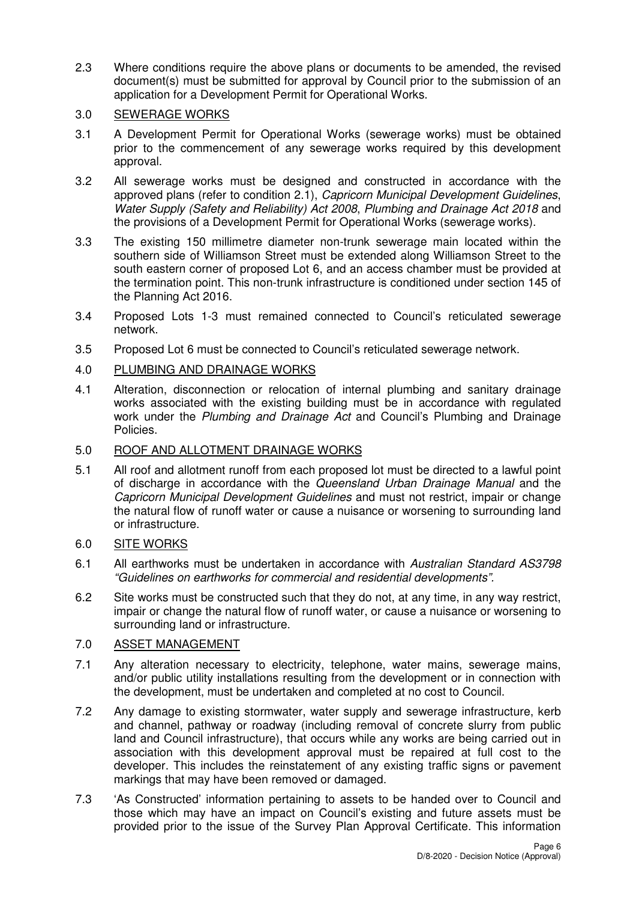2.3 Where conditions require the above plans or documents to be amended, the revised document(s) must be submitted for approval by Council prior to the submission of an application for a Development Permit for Operational Works.

3.0 <u>SEWERAGE WORKS</u>

3.1 A Development Permit for Operational Works (sewerage works) must be obtained prior to the commencement of any sewerage works required by this development approval.

3.2 All sewerage works must be designed and constructed in accordance with the approved plans (refer to condition 2.1), *Capricorn Municipal Development Guidelines*, *Water Supply (Safety and Reliability) Act 2008*, *Plumbing and Drainage Act 2018* and the provisions of a Development Permit for Operational Works (sewerage works).

3.3 The existing 150 millimetre diameter non-trunk sewerage main located within the southern side of Williamson Street must be extended along Williamson Street to the south eastern corner of proposed Lot 6, and an access chamber must be provided at the termination point. This non-trunk infrastructure is conditioned under section 145 of the Planning Act 2016.

3.4 Proposed Lots 1-3 must remained connected to Council's reticulated sewerage network.

3.5 Proposed Lot 6 must be connected to Council's reticulated sewerage network.

4.0 <u>PLUMBING AND DRAINAGE WORKS</u>

4.1 Alteration, disconnection or relocation of internal plumbing and sanitary drainage works associated with the existing building must be in accordance with regulated work under the *Plumbing and Drainage Act* and Council's Plumbing and Drainage Policies.

5.0 <u>ROOF AND ALLOTMENT DRAINAGE WORKS</u>

5.1 All roof and allotment runoff from each proposed lot must be directed to a lawful point of discharge in accordance with the *Queensland Urban Drainage Manual* and the *Capricorn Municipal Development Guidelines* and must not restrict, impair or change the natural flow of runoff water or cause a nuisance or worsening to surrounding land or infrastructure.

6.0 <u>SITE WORKS</u>

6.1 All earthworks must be undertaken in accordance with *Australian Standard AS3798 "Guidelines on earthworks for commercial and residential developments"*.

6.2 Site works must be constructed such that they do not, at any time, in any way restrict, impair or change the natural flow of runoff water, or cause a nuisance or worsening to surrounding land or infrastructure.

7.0 <u>ASSET MANAGEMENT</u>

7.1 Any alteration necessary to electricity, telephone, water mains, sewerage mains, and/or public utility installations resulting from the development or in connection with the development, must be undertaken and completed at no cost to Council.

7.2 Any damage to existing stormwater, water supply and sewerage infrastructure, kerb and channel, pathway or roadway (including removal of concrete slurry from public land and Council infrastructure), that occurs while any works are being carried out in association with this development approval must be repaired at full cost to the developer. This includes the reinstatement of any existing traffic signs or pavement markings that may have been removed or damaged.

7.3 'As Constructed' information pertaining to assets to be handed over to Council and those which may have an impact on Council's existing and future assets must be provided prior to the issue of the Survey Plan Approval Certificate. This information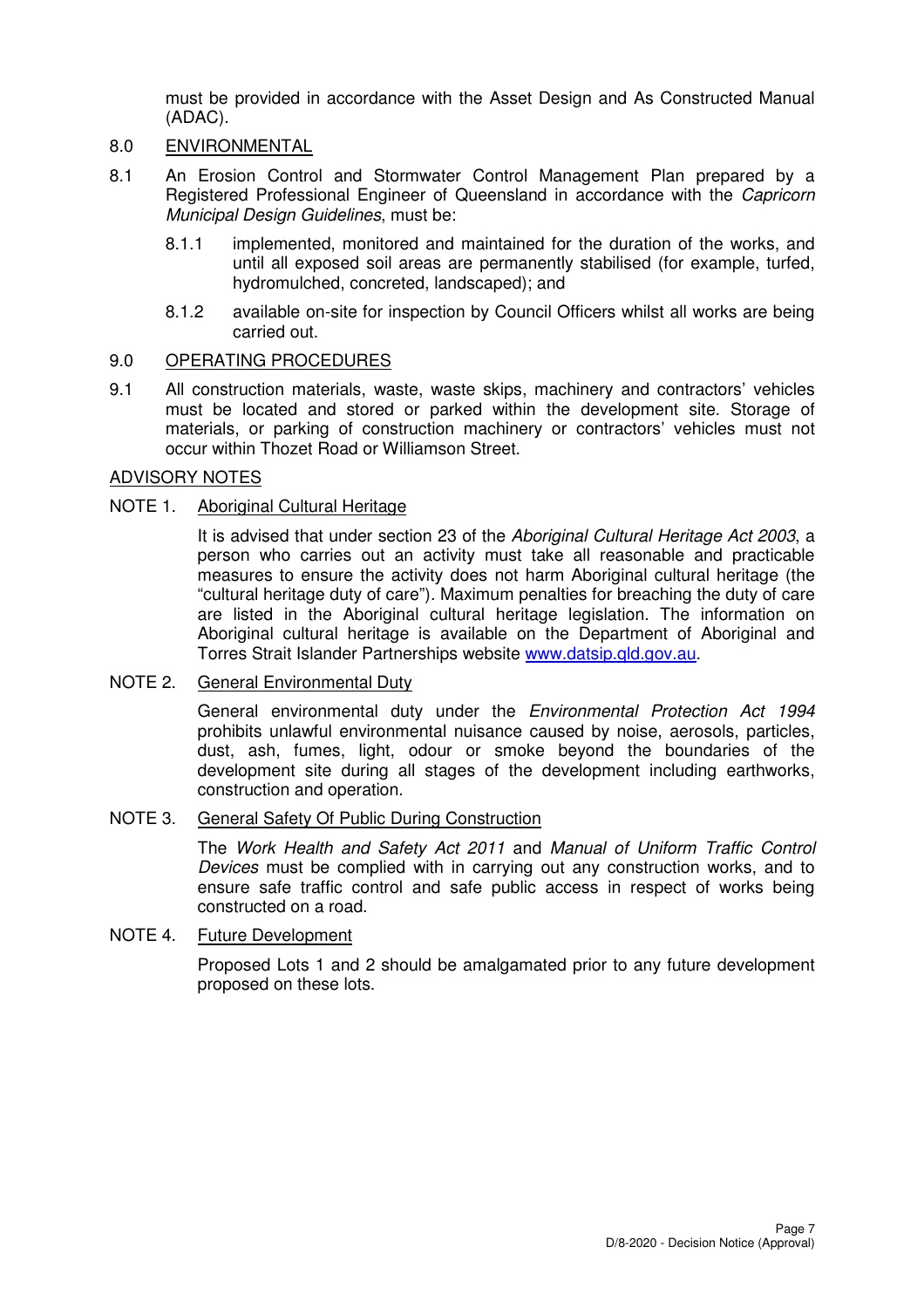must be provided in accordance with the Asset Design and As Constructed Manual (ADAC).

## 8.0 ENVIRONMENTAL

8.1 An Erosion Control and Stormwater Control Management Plan prepared by a Registered Professional Engineer of Queensland in accordance with the *Capricorn Municipal Design Guidelines*, must be:

   8.1.1 implemented, monitored and maintained for the duration of the works, and until all exposed soil areas are permanently stabilised (for example, turfed, hydromulched, concreted, landscaped); and

   8.1.2 available on-site for inspection by Council Officers whilst all works are being carried out.

## 9.0 OPERATING PROCEDURES

9.1 All construction materials, waste, waste skips, machinery and contractors' vehicles must be located and stored or parked within the development site. Storage of materials, or parking of construction machinery or contractors' vehicles must not occur within Thozet Road or Williamson Street.

## ADVISORY NOTES

### NOTE 1. Aboriginal Cultural Heritage

It is advised that under section 23 of the *Aboriginal Cultural Heritage Act 2003*, a person who carries out an activity must take all reasonable and practicable measures to ensure the activity does not harm Aboriginal cultural heritage (the "cultural heritage duty of care"). Maximum penalties for breaching the duty of care are listed in the Aboriginal cultural heritage legislation. The information on Aboriginal cultural heritage is available on the Department of Aboriginal and Torres Strait Islander Partnerships website www.datsip.qld.gov.au.

### NOTE 2. General Environmental Duty

General environmental duty under the *Environmental Protection Act 1994* prohibits unlawful environmental nuisance caused by noise, aerosols, particles, dust, ash, fumes, light, odour or smoke beyond the boundaries of the development site during all stages of the development including earthworks, construction and operation.

### NOTE 3. General Safety Of Public During Construction

The *Work Health and Safety Act 2011* and *Manual of Uniform Traffic Control Devices* must be complied with in carrying out any construction works, and to ensure safe traffic control and safe public access in respect of works being constructed on a road.

### NOTE 4. Future Development

Proposed Lots 1 and 2 should be amalgamated prior to any future development proposed on these lots.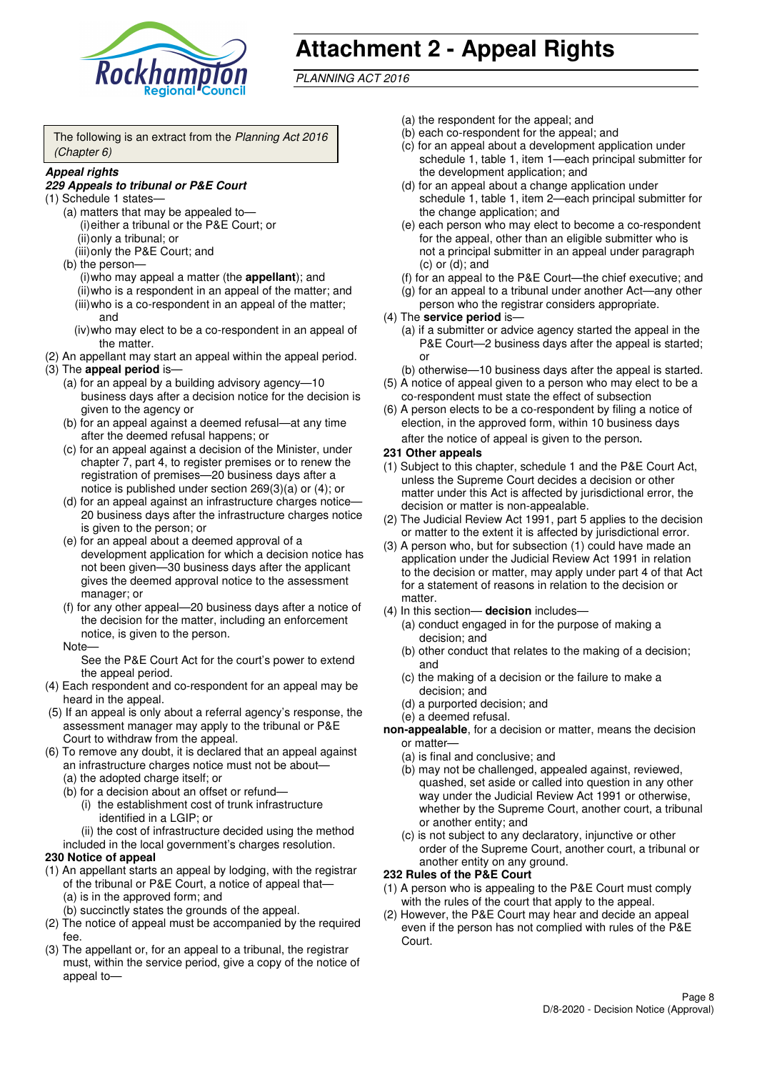# Attachment 2 - Appeal Rights

*PLANNING ACT 2016*

The following is an extract from the *Planning Act 2016 (Chapter 6)*

***Appeal rights***

***229 Appeals to tribunal or P&E Court***

(1) Schedule 1 states—

(a) matters that may be appealed to—

(i) either a tribunal or the P&E Court; or

(ii) only a tribunal; or

(iii) only the P&E Court; and

(b) the person—

(i) who may appeal a matter (the **appellant**); and

(ii) who is a respondent in an appeal of the matter; and

(iii) who is a co-respondent in an appeal of the matter; and

(iv) who may elect to be a co-respondent in an appeal of the matter.

(2) An appellant may start an appeal within the appeal period.

(3) The **appeal period** is—

(a) for an appeal by a building advisory agency—10 business days after a decision notice for the decision is given to the agency or

(b) for an appeal against a deemed refusal—at any time after the deemed refusal happens; or

(c) for an appeal against a decision of the Minister, under chapter 7, part 4, to register premises or to renew the registration of premises—20 business days after a notice is published under section 269(3)(a) or (4); or

(d) for an appeal against an infrastructure charges notice—20 business days after the infrastructure charges notice is given to the person; or

(e) for an appeal about a deemed approval of a development application for which a decision notice has not been given—30 business days after the applicant gives the deemed approval notice to the assessment manager; or

(f) for any other appeal—20 business days after a notice of the decision for the matter, including an enforcement notice, is given to the person.

Note—

See the P&E Court Act for the court's power to extend the appeal period.

(4) Each respondent and co-respondent for an appeal may be heard in the appeal.

(5) If an appeal is only about a referral agency's response, the assessment manager may apply to the tribunal or P&E Court to withdraw from the appeal.

(6) To remove any doubt, it is declared that an appeal against an infrastructure charges notice must not be about—

(a) the adopted charge itself; or

(b) for a decision about an offset or refund—

(i) the establishment cost of trunk infrastructure identified in a LGIP; or

(ii) the cost of infrastructure decided using the method included in the local government's charges resolution.

**230 Notice of appeal**

(1) An appellant starts an appeal by lodging, with the registrar of the tribunal or P&E Court, a notice of appeal that—

(a) is in the approved form; and

(b) succinctly states the grounds of the appeal.

(2) The notice of appeal must be accompanied by the required fee.

(3) The appellant or, for an appeal to a tribunal, the registrar must, within the service period, give a copy of the notice of appeal to—

(a) the respondent for the appeal; and

(b) each co-respondent for the appeal; and

(c) for an appeal about a development application under schedule 1, table 1, item 1—each principal submitter for the development application; and

(d) for an appeal about a change application under schedule 1, table 1, item 2—each principal submitter for the change application; and

(e) each person who may elect to become a co-respondent for the appeal, other than an eligible submitter who is not a principal submitter in an appeal under paragraph (c) or (d); and

(f) for an appeal to the P&E Court—the chief executive; and

(g) for an appeal to a tribunal under another Act—any other person who the registrar considers appropriate.

(4) The **service period** is—

(a) if a submitter or advice agency started the appeal in the P&E Court—2 business days after the appeal is started; or

(b) otherwise—10 business days after the appeal is started.

(5) A notice of appeal given to a person who may elect to be a co-respondent must state the effect of subsection

(6) A person elects to be a co-respondent by filing a notice of election, in the approved form, within 10 business days after the notice of appeal is given to the person.

**231 Other appeals**

(1) Subject to this chapter, schedule 1 and the P&E Court Act, unless the Supreme Court decides a decision or other matter under this Act is affected by jurisdictional error, the decision or matter is non-appealable.

(2) The Judicial Review Act 1991, part 5 applies to the decision or matter to the extent it is affected by jurisdictional error.

(3) A person who, but for subsection (1) could have made an application under the Judicial Review Act 1991 in relation to the decision or matter, may apply under part 4 of that Act for a statement of reasons in relation to the decision or matter.

(4) In this section— **decision** includes—

(a) conduct engaged in for the purpose of making a decision; and

(b) other conduct that relates to the making of a decision; and

(c) the making of a decision or the failure to make a decision; and

(d) a purported decision; and

(e) a deemed refusal.

**non-appealable**, for a decision or matter, means the decision or matter—

(a) is final and conclusive; and

(b) may not be challenged, appealed against, reviewed, quashed, set aside or called into question in any other way under the Judicial Review Act 1991 or otherwise, whether by the Supreme Court, another court, a tribunal or another entity; and

(c) is not subject to any declaratory, injunctive or other order of the Supreme Court, another court, a tribunal or another entity on any ground.

**232 Rules of the P&E Court**

(1) A person who is appealing to the P&E Court must comply with the rules of the court that apply to the appeal.

(2) However, the P&E Court may hear and decide an appeal even if the person has not complied with rules of the P&E Court.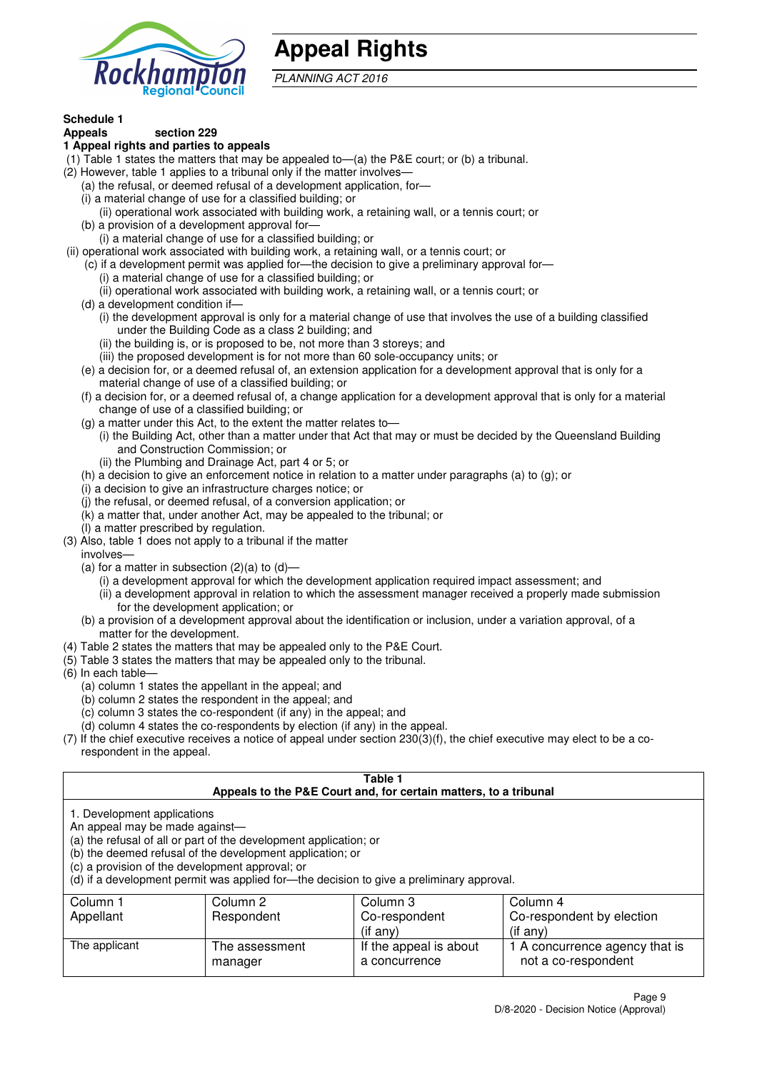# Appeal Rights

*PLANNING ACT 2016*

**Schedule 1**

**Appeals section 229**

**1 Appeal rights and parties to appeals**

(1) Table 1 states the matters that may be appealed to—(a) the P&E court; or (b) a tribunal.

(2) However, table 1 applies to a tribunal only if the matter involves—

(a) the refusal, or deemed refusal of a development application, for—

(i) a material change of use for a classified building; or

(ii) operational work associated with building work, a retaining wall, or a tennis court; or

(b) a provision of a development approval for—

(i) a material change of use for a classified building; or

(ii) operational work associated with building work, a retaining wall, or a tennis court; or

(c) if a development permit was applied for—the decision to give a preliminary approval for—

(i) a material change of use for a classified building; or

(ii) operational work associated with building work, a retaining wall, or a tennis court; or

(d) a development condition if—

(i) the development approval is only for a material change of use that involves the use of a building classified under the Building Code as a class 2 building; and

(ii) the building is, or is proposed to be, not more than 3 storeys; and

(iii) the proposed development is for not more than 60 sole-occupancy units; or

(e) a decision for, or a deemed refusal of, an extension application for a development approval that is only for a material change of use of a classified building; or

(f) a decision for, or a deemed refusal of, a change application for a development approval that is only for a material change of use of a classified building; or

(g) a matter under this Act, to the extent the matter relates to—

(i) the Building Act, other than a matter under that Act that may or must be decided by the Queensland Building and Construction Commission; or

(ii) the Plumbing and Drainage Act, part 4 or 5; or

(h) a decision to give an enforcement notice in relation to a matter under paragraphs (a) to (g); or

(i) a decision to give an infrastructure charges notice; or

(j) the refusal, or deemed refusal, of a conversion application; or

(k) a matter that, under another Act, may be appealed to the tribunal; or

(l) a matter prescribed by regulation.

(3) Also, table 1 does not apply to a tribunal if the matter involves—

(a) for a matter in subsection (2)(a) to (d)—

(i) a development approval for which the development application required impact assessment; and

(ii) a development approval in relation to which the assessment manager received a properly made submission for the development application; or

(b) a provision of a development approval about the identification or inclusion, under a variation approval, of a matter for the development.

(4) Table 2 states the matters that may be appealed only to the P&E Court.

(5) Table 3 states the matters that may be appealed only to the tribunal.

(6) In each table—

(a) column 1 states the appellant in the appeal; and

(b) column 2 states the respondent in the appeal; and

(c) column 3 states the co-respondent (if any) in the appeal; and

(d) column 4 states the co-respondents by election (if any) in the appeal.

(7) If the chief executive receives a notice of appeal under section 230(3)(f), the chief executive may elect to be a co-respondent in the appeal.

**Table 1**
**Appeals to the P&E Court and, for certain matters, to a tribunal**

1. Development applications

An appeal may be made against—

(a) the refusal of all or part of the development application; or

(b) the deemed refusal of the development application; or

(c) a provision of the development approval; or

(d) if a development permit was applied for—the decision to give a preliminary approval.

| Column 1<br>Appellant | Column 2<br>Respondent | Column 3<br>Co-respondent<br>(if any) | Column 4<br>Co-respondent by election<br>(if any) |
|---|---|---|---|
| The applicant | The assessment manager | If the appeal is about a concurrence | 1 A concurrence agency that is not a co-respondent |

D/8-2020 - Decision Notice (Approval)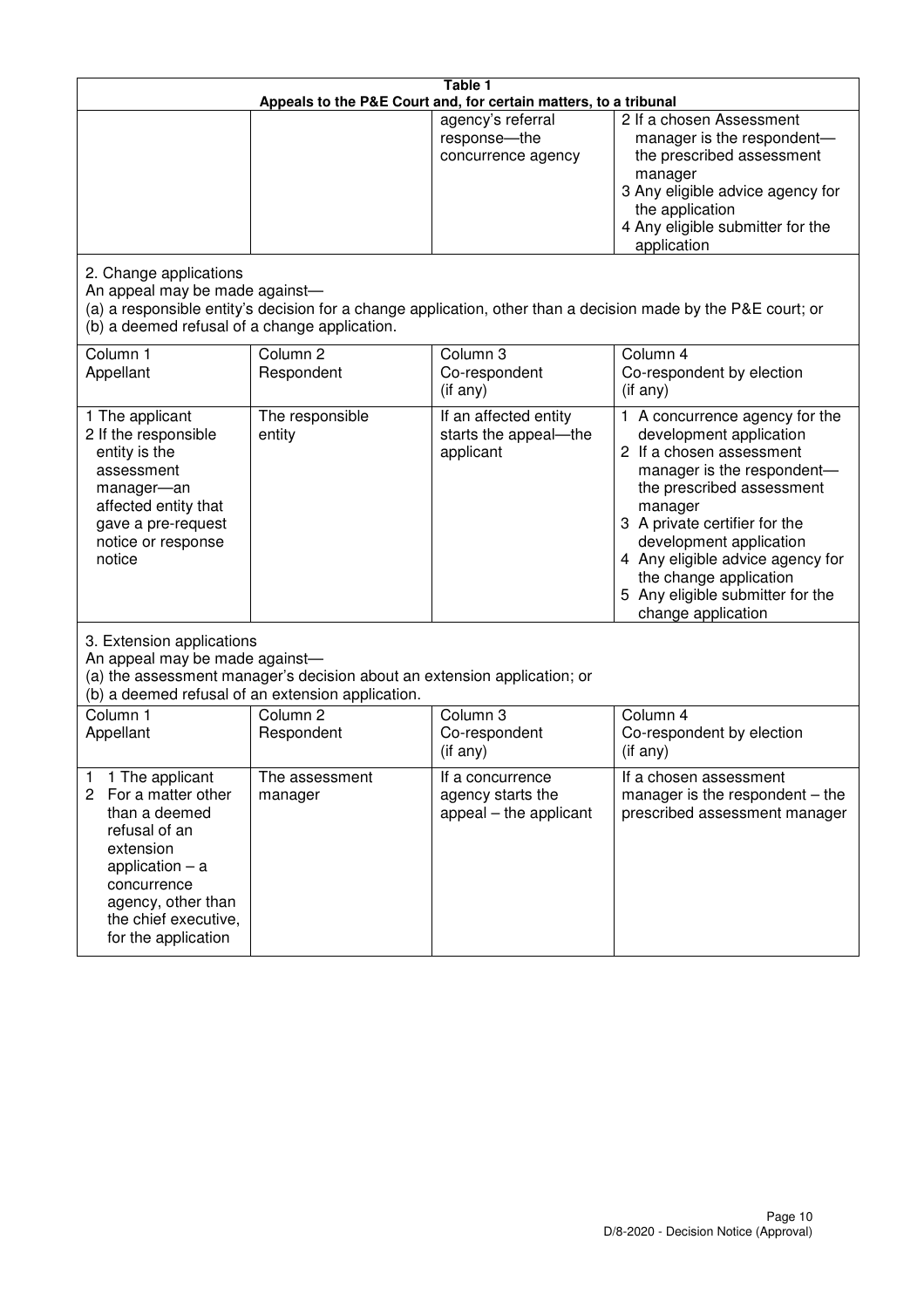**Table 1**
**Appeals to the P&E Court and, for certain matters, to a tribunal**

| | | | |
|---|---|---|---|
| | | agency's referral response—the concurrence agency | 2 If a chosen Assessment manager is the respondent—the prescribed assessment manager<br>3 Any eligible advice agency for the application<br>4 Any eligible submitter for the application |

2. Change applications
An appeal may be made against—
(a) a responsible entity's decision for a change application, other than a decision made by the P&E court; or
(b) a deemed refusal of a change application.

| Column 1<br>Appellant | Column 2<br>Respondent | Column 3<br>Co-respondent<br>(if any) | Column 4<br>Co-respondent by election<br>(if any) |
|---|---|---|---|
| 1 The applicant<br>2 If the responsible entity is the assessment manager—an affected entity that gave a pre-request notice or response notice | The responsible entity | If an affected entity starts the appeal—the applicant | 1 A concurrence agency for the development application<br>2 If a chosen assessment manager is the respondent—the prescribed assessment manager<br>3 A private certifier for the development application<br>4 Any eligible advice agency for the change application<br>5 Any eligible submitter for the change application |

3. Extension applications
An appeal may be made against—
(a) the assessment manager's decision about an extension application; or
(b) a deemed refusal of an extension application.

| Column 1<br>Appellant | Column 2<br>Respondent | Column 3<br>Co-respondent<br>(if any) | Column 4<br>Co-respondent by election<br>(if any) |
|---|---|---|---|
| 1 1 The applicant<br>2 For a matter other than a deemed refusal of an extension application – a concurrence agency, other than the chief executive, for the application | The assessment manager | If a concurrence agency starts the appeal – the applicant | If a chosen assessment manager is the respondent – the prescribed assessment manager |

D/8-2020 - Decision Notice (Approval)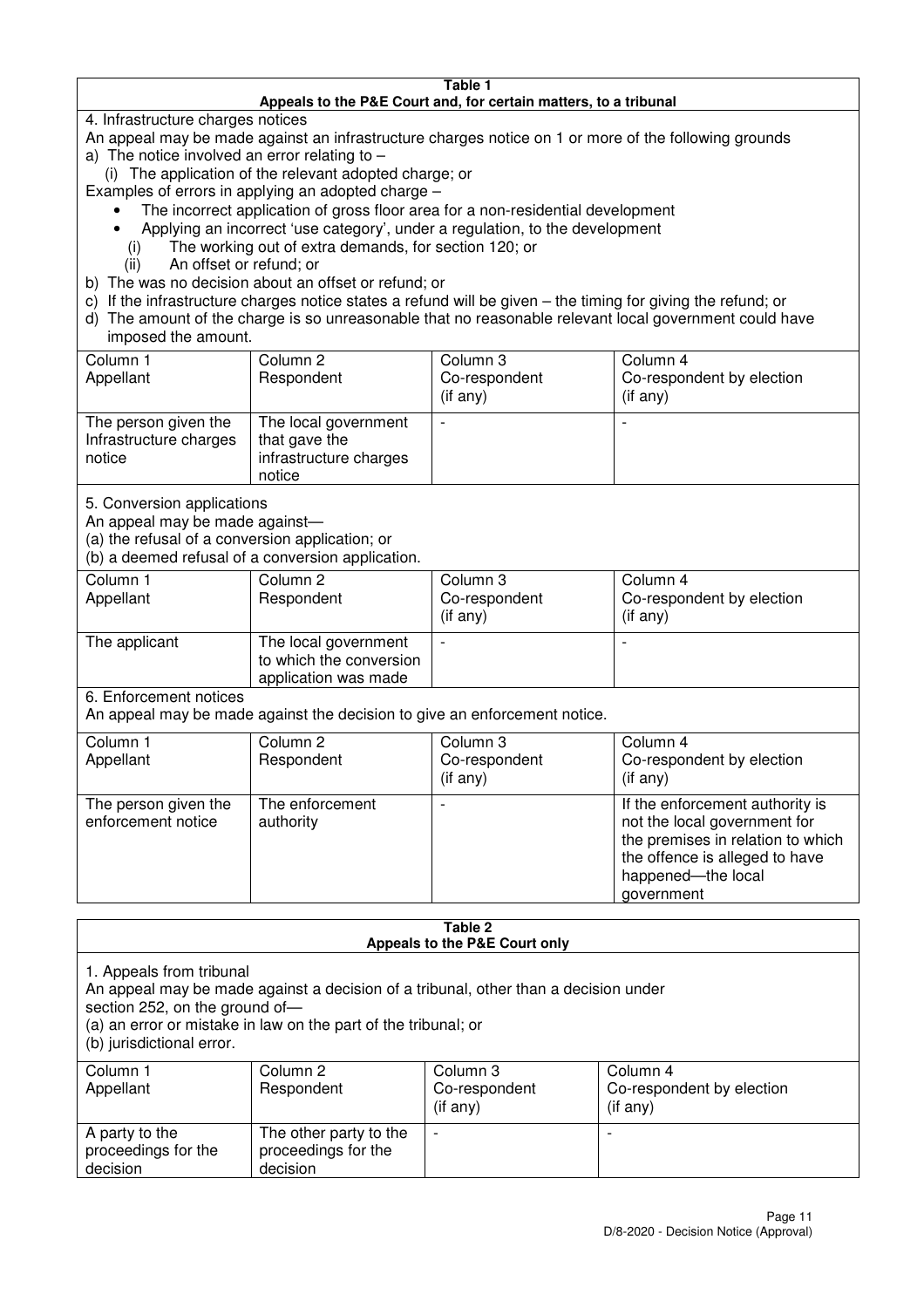**Table 1**
**Appeals to the P&E Court and, for certain matters, to a tribunal**

4. Infrastructure charges notices

An appeal may be made against an infrastructure charges notice on 1 or more of the following grounds

a) The notice involved an error relating to –

(i) The application of the relevant adopted charge; or

Examples of errors in applying an adopted charge –

- The incorrect application of gross floor area for a non-residential development
- Applying an incorrect 'use category', under a regulation, to the development

(i) The working out of extra demands, for section 120; or

(ii) An offset or refund; or

b) The was no decision about an offset or refund; or

c) If the infrastructure charges notice states a refund will be given – the timing for giving the refund; or

d) The amount of the charge is so unreasonable that no reasonable relevant local government could have imposed the amount.

| Column 1 Appellant | Column 2 Respondent | Column 3 Co-respondent (if any) | Column 4 Co-respondent by election (if any) |
|---|---|---|---|
| The person given the Infrastructure charges notice | The local government that gave the infrastructure charges notice | - | - |

5. Conversion applications

An appeal may be made against—

(a) the refusal of a conversion application; or

(b) a deemed refusal of a conversion application.

| Column 1 Appellant | Column 2 Respondent | Column 3 Co-respondent (if any) | Column 4 Co-respondent by election (if any) |
|---|---|---|---|
| The applicant | The local government to which the conversion application was made | - | - |

6. Enforcement notices

An appeal may be made against the decision to give an enforcement notice.

| Column 1 Appellant | Column 2 Respondent | Column 3 Co-respondent (if any) | Column 4 Co-respondent by election (if any) |
|---|---|---|---|
| The person given the enforcement notice | The enforcement authority | - | If the enforcement authority is not the local government for the premises in relation to which the offence is alleged to have happened—the local government |

**Table 2**
**Appeals to the P&E Court only**

1. Appeals from tribunal

An appeal may be made against a decision of a tribunal, other than a decision under section 252, on the ground of—

(a) an error or mistake in law on the part of the tribunal; or

(b) jurisdictional error.

| Column 1 Appellant | Column 2 Respondent | Column 3 Co-respondent (if any) | Column 4 Co-respondent by election (if any) |
|---|---|---|---|
| A party to the proceedings for the decision | The other party to the proceedings for the decision | - | - |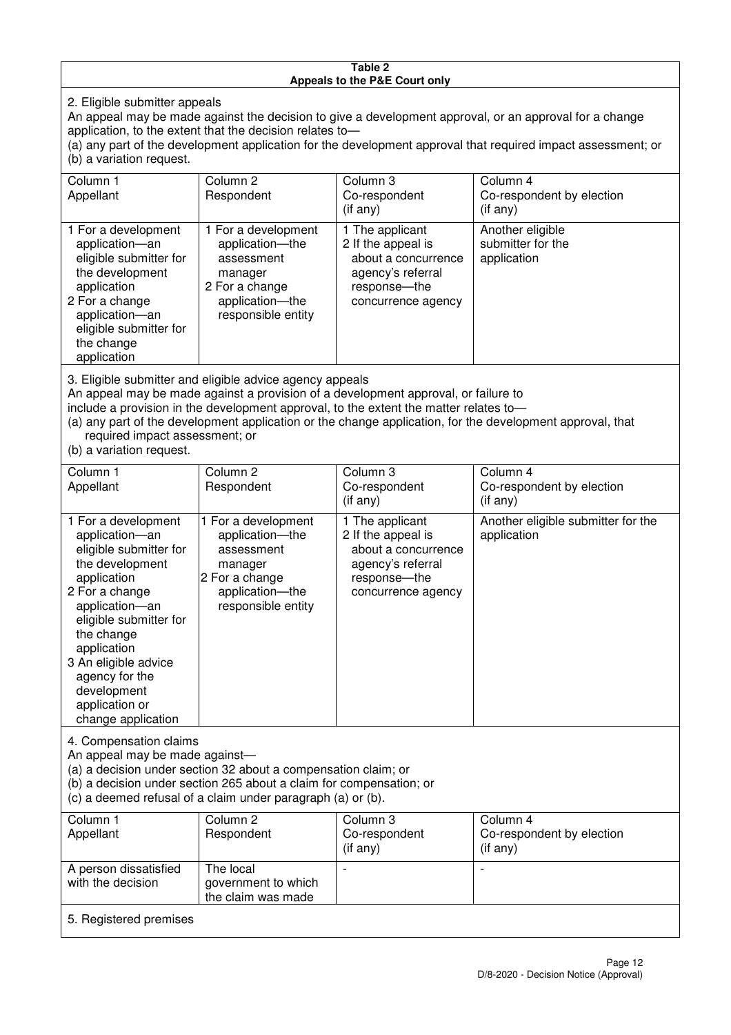**Table 2**
**Appeals to the P&E Court only**

2. Eligible submitter appeals

An appeal may be made against the decision to give a development approval, or an approval for a change application, to the extent that the decision relates to—

(a) any part of the development application for the development approval that required impact assessment; or

(b) a variation request.

| Column 1<br>Appellant | Column 2<br>Respondent | Column 3<br>Co-respondent<br>(if any) | Column 4<br>Co-respondent by election<br>(if any) |
|---|---|---|---|
| 1 For a development application—an eligible submitter for the development application<br>2 For a change application—an eligible submitter for the change application | 1 For a development application—the assessment manager<br>2 For a change application—the responsible entity | 1 The applicant<br>2 If the appeal is about a concurrence agency's referral response—the concurrence agency | Another eligible submitter for the application |

3. Eligible submitter and eligible advice agency appeals

An appeal may be made against a provision of a development approval, or failure to include a provision in the development approval, to the extent the matter relates to—

(a) any part of the development application or the change application, for the development approval, that required impact assessment; or

(b) a variation request.

| Column 1<br>Appellant | Column 2<br>Respondent | Column 3<br>Co-respondent<br>(if any) | Column 4<br>Co-respondent by election<br>(if any) |
|---|---|---|---|
| 1 For a development application—an eligible submitter for the development application<br>2 For a change application—an eligible submitter for the change application<br>3 An eligible advice agency for the development application or change application | 1 For a development application—the assessment manager<br>2 For a change application—the responsible entity | 1 The applicant<br>2 If the appeal is about a concurrence agency's referral response—the concurrence agency | Another eligible submitter for the application |

4. Compensation claims

An appeal may be made against—

(a) a decision under section 32 about a compensation claim; or

(b) a decision under section 265 about a claim for compensation; or

(c) a deemed refusal of a claim under paragraph (a) or (b).

| Column 1<br>Appellant | Column 2<br>Respondent | Column 3<br>Co-respondent<br>(if any) | Column 4<br>Co-respondent by election<br>(if any) |
|---|---|---|---|
| A person dissatisfied with the decision | The local government to which the claim was made | - | - |

5. Registered premises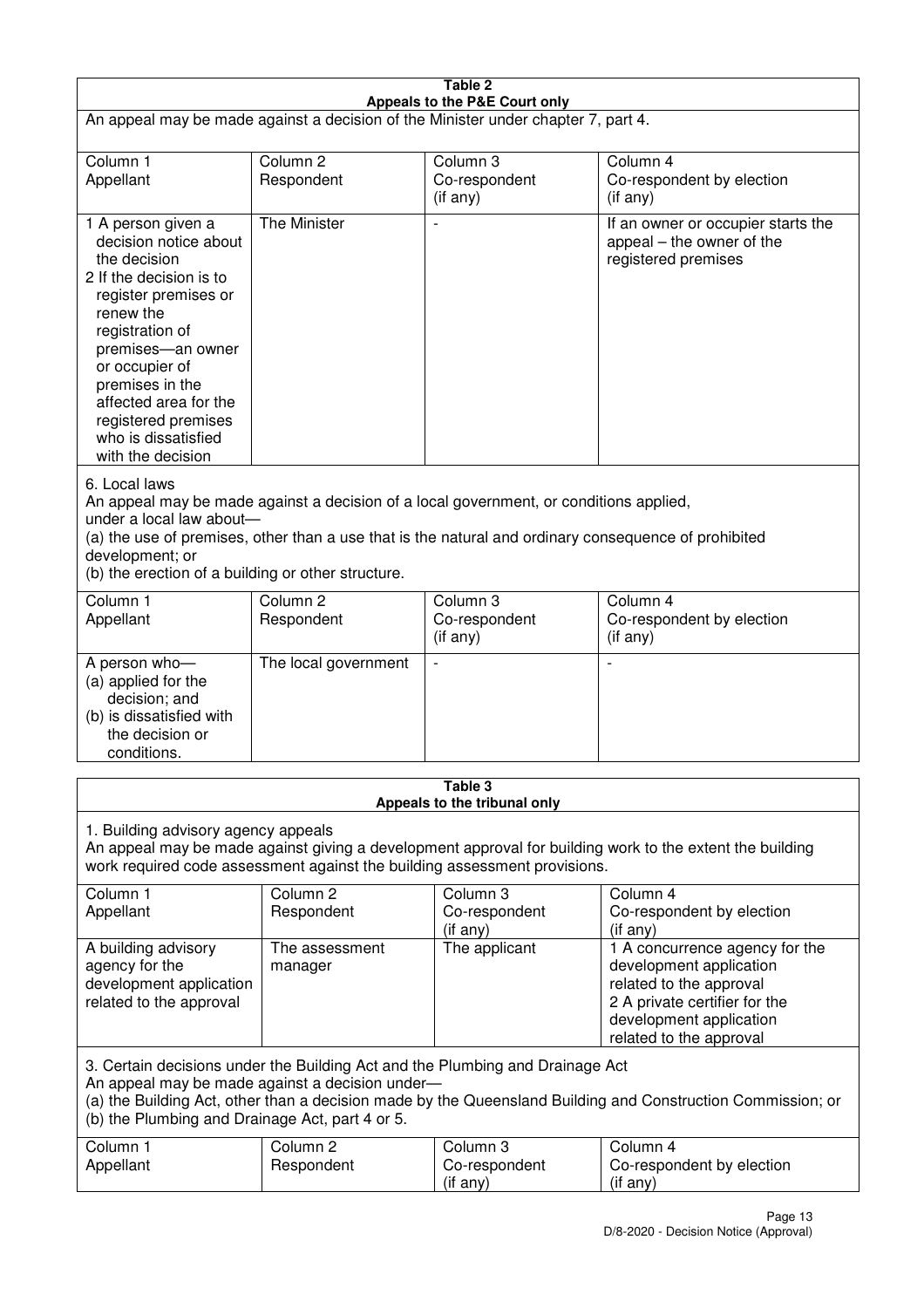**Table 2**
**Appeals to the P&E Court only**

An appeal may be made against a decision of the Minister under chapter 7, part 4.

| Column 1<br>Appellant | Column 2<br>Respondent | Column 3<br>Co-respondent<br>(if any) | Column 4<br>Co-respondent by election<br>(if any) |
|---|---|---|---|
| 1 A person given a decision notice about the decision<br>2 If the decision is to register premises or renew the registration of premises—an owner or occupier of premises in the affected area for the registered premises who is dissatisfied with the decision | The Minister | - | If an owner or occupier starts the appeal – the owner of the registered premises |

6. Local laws
An appeal may be made against a decision of a local government, or conditions applied, under a local law about—
(a) the use of premises, other than a use that is the natural and ordinary consequence of prohibited development; or
(b) the erection of a building or other structure.

| Column 1<br>Appellant | Column 2<br>Respondent | Column 3<br>Co-respondent<br>(if any) | Column 4<br>Co-respondent by election<br>(if any) |
|---|---|---|---|
| A person who—<br>(a) applied for the decision; and<br>(b) is dissatisfied with the decision or conditions. | The local government | - | - |

**Table 3**
**Appeals to the tribunal only**

1. Building advisory agency appeals
An appeal may be made against giving a development approval for building work to the extent the building work required code assessment against the building assessment provisions.

| Column 1<br>Appellant | Column 2<br>Respondent | Column 3<br>Co-respondent<br>(if any) | Column 4<br>Co-respondent by election<br>(if any) |
|---|---|---|---|
| A building advisory agency for the development application related to the approval | The assessment manager | The applicant | 1 A concurrence agency for the development application related to the approval<br>2 A private certifier for the development application related to the approval |

3. Certain decisions under the Building Act and the Plumbing and Drainage Act
An appeal may be made against a decision under—
(a) the Building Act, other than a decision made by the Queensland Building and Construction Commission; or
(b) the Plumbing and Drainage Act, part 4 or 5.

| Column 1<br>Appellant | Column 2<br>Respondent | Column 3<br>Co-respondent<br>(if any) | Column 4<br>Co-respondent by election<br>(if any) |
|---|---|---|---|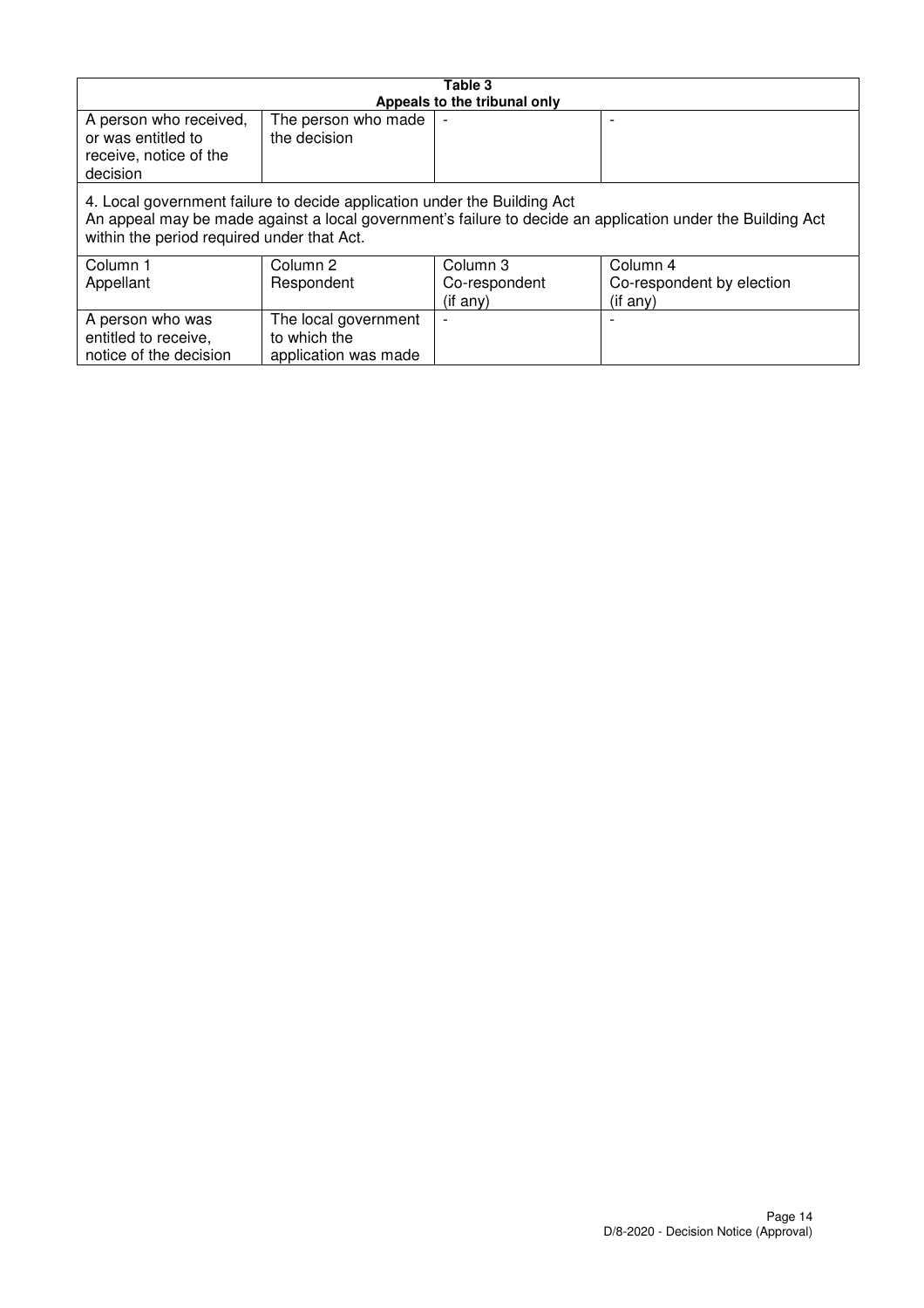**Table 3**
**Appeals to the tribunal only**

| | | | |
|---|---|---|---|
| A person who received, or was entitled to receive, notice of the decision | The person who made the decision | - | - |

4. Local government failure to decide application under the Building Act
An appeal may be made against a local government's failure to decide an application under the Building Act within the period required under that Act.

| Column 1<br>Appellant | Column 2<br>Respondent | Column 3<br>Co-respondent<br>(if any) | Column 4<br>Co-respondent by election<br>(if any) |
|---|---|---|---|
| A person who was entitled to receive, notice of the decision | The local government to which the application was made | - | - |